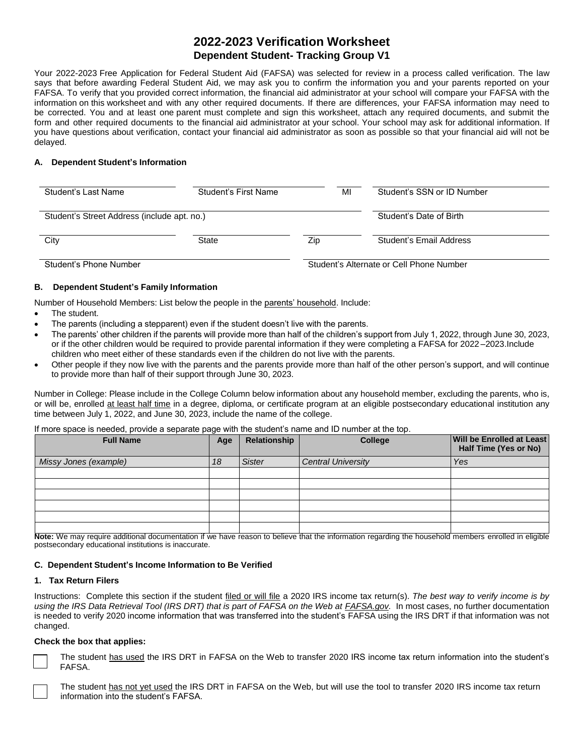# 2022-2023 Verification Worksheet

## Dependent Student- Tracking Group V1

Your 2022-2023 Free Application for Federal Student Aid (FAFSA) was selected for review in a process called verification. The law says that before awarding Federal Student Aid, we may ask you to confirm the information you and your parents reported on your FAFSA. To verify that you provided correct information, the financial aid administrator at your school will compare your FAFSA with the information on this worksheet and with any other required documents. If there are differences, your FAFSA information may need to be corrected. You and at least one parent must complete and sign this worksheet, attach any required documents, and submit the form and other required documents to the financial aid administrator at your school. Your school may ask for additional information. If you have questions about verification, contact your financial aid administrator as soon as possible so that your financial aid will not be delayed.

### A. Dependent Student's Information

| Student's Last Name | Student's First Name | MI | Student's SSN or ID Number |
|---|---|---|---|

| Student's Street Address (include apt. no.) | Student's Date of Birth |
|---|---|

| City | State | Zip | Student's Email Address |
|---|---|---|---|

| Student's Phone Number | Student's Alternate or Cell Phone Number |
|---|---|

### B. Dependent Student's Family Information

Number of Household Members: List below the people in the parents' household. Include:

- The student.
- The parents (including a stepparent) even if the student doesn't live with the parents.
- The parents' other children if the parents will provide more than half of the children's support from July 1, 2022, through June 30, 2023, or if the other children would be required to provide parental information if they were completing a FAFSA for 2022 –2023.Include children who meet either of these standards even if the children do not live with the parents.
- Other people if they now live with the parents and the parents provide more than half of the other person's support, and will continue to provide more than half of their support through June 30, 2023.

Number in College: Please include in the College Column below information about any household member, excluding the parents, who is, or will be, enrolled at least half time in a degree, diploma, or certificate program at an eligible postsecondary educational institution any time between July 1, 2022, and June 30, 2023, include the name of the college.

If more space is needed, provide a separate page with the student's name and ID number at the top.

| Full Name | Age | Relationship | College | Will be Enrolled at Least Half Time (Yes or No) |
|---|---|---|---|---|
| *Missy Jones (example)* | *18* | *Sister* | *Central University* | *Yes* |
| | | | | |
| | | | | |
| | | | | |
| | | | | |
| | | | | |
| | | | | |

**Note:** We may require additional documentation if we have reason to believe that the information regarding the household members enrolled in eligible postsecondary educational institutions is inaccurate.

### C. Dependent Student's Income Information to Be Verified

#### 1. Tax Return Filers

Instructions: Complete this section if the student filed or will file a 2020 IRS income tax return(s). *The best way to verify income is by using the IRS Data Retrieval Tool (IRS DRT) that is part of FAFSA on the Web at FAFSA.gov.* In most cases, no further documentation is needed to verify 2020 income information that was transferred into the student's FAFSA using the IRS DRT if that information was not changed.

**Check the box that applies:**

☐ The student has used the IRS DRT in FAFSA on the Web to transfer 2020 IRS income tax return information into the student's FAFSA.

☐ The student has not yet used the IRS DRT in FAFSA on the Web, but will use the tool to transfer 2020 IRS income tax return information into the student's FAFSA.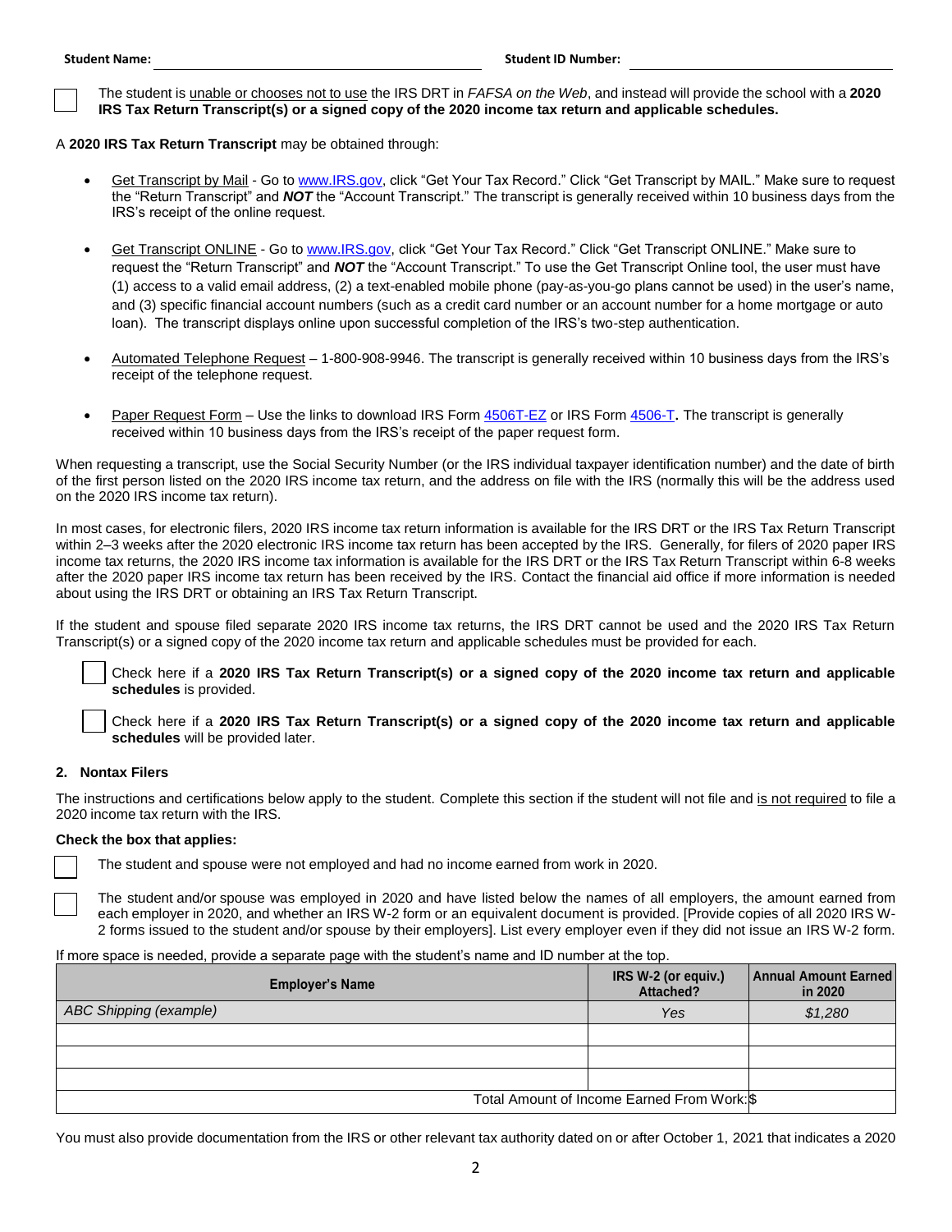**Student Name:** ______________________________ **Student ID Number:** ______________________________

☐ The student is unable or chooses not to use the IRS DRT in *FAFSA on the Web*, and instead will provide the school with a **2020 IRS Tax Return Transcript(s) or a signed copy of the 2020 income tax return and applicable schedules.**

A **2020 IRS Tax Return Transcript** may be obtained through:

- Get Transcript by Mail - Go to www.IRS.gov, click "Get Your Tax Record." Click "Get Transcript by MAIL." Make sure to request the "Return Transcript" and ***NOT*** the "Account Transcript." The transcript is generally received within 10 business days from the IRS's receipt of the online request.

- Get Transcript ONLINE - Go to www.IRS.gov, click "Get Your Tax Record." Click "Get Transcript ONLINE." Make sure to request the "Return Transcript" and ***NOT*** the "Account Transcript." To use the Get Transcript Online tool, the user must have (1) access to a valid email address, (2) a text-enabled mobile phone (pay-as-you-go plans cannot be used) in the user's name, and (3) specific financial account numbers (such as a credit card number or an account number for a home mortgage or auto loan). The transcript displays online upon successful completion of the IRS's two-step authentication.

- Automated Telephone Request – 1-800-908-9946. The transcript is generally received within 10 business days from the IRS's receipt of the telephone request.

- Paper Request Form – Use the links to download IRS Form 4506T-EZ or IRS Form 4506-T**.** The transcript is generally received within 10 business days from the IRS's receipt of the paper request form.

When requesting a transcript, use the Social Security Number (or the IRS individual taxpayer identification number) and the date of birth of the first person listed on the 2020 IRS income tax return, and the address on file with the IRS (normally this will be the address used on the 2020 IRS income tax return).

In most cases, for electronic filers, 2020 IRS income tax return information is available for the IRS DRT or the IRS Tax Return Transcript within 2–3 weeks after the 2020 electronic IRS income tax return has been accepted by the IRS. Generally, for filers of 2020 paper IRS income tax returns, the 2020 IRS income tax information is available for the IRS DRT or the IRS Tax Return Transcript within 6-8 weeks after the 2020 paper IRS income tax return has been received by the IRS. Contact the financial aid office if more information is needed about using the IRS DRT or obtaining an IRS Tax Return Transcript.

If the student and spouse filed separate 2020 IRS income tax returns, the IRS DRT cannot be used and the 2020 IRS Tax Return Transcript(s) or a signed copy of the 2020 income tax return and applicable schedules must be provided for each.

☐ Check here if a **2020 IRS Tax Return Transcript(s) or a signed copy of the 2020 income tax return and applicable schedules** is provided.

☐ Check here if a **2020 IRS Tax Return Transcript(s) or a signed copy of the 2020 income tax return and applicable schedules** will be provided later.

### 2. Nontax Filers

The instructions and certifications below apply to the student. Complete this section if the student will not file and is not required to file a 2020 income tax return with the IRS.

**Check the box that applies:**

☐ The student and spouse were not employed and had no income earned from work in 2020.

☐ The student and/or spouse was employed in 2020 and have listed below the names of all employers, the amount earned from each employer in 2020, and whether an IRS W-2 form or an equivalent document is provided. [Provide copies of all 2020 IRS W-2 forms issued to the student and/or spouse by their employers]. List every employer even if they did not issue an IRS W-2 form.

If more space is needed, provide a separate page with the student's name and ID number at the top.

| Employer's Name | IRS W-2 (or equiv.) Attached? | Annual Amount Earned in 2020 |
|---|---|---|
| *ABC Shipping (example)* | *Yes* | *$1,280* |
| | | |
| | | |
| | | |
| Total Amount of Income Earned From Work: | | $ |

You must also provide documentation from the IRS or other relevant tax authority dated on or after October 1, 2021 that indicates a 2020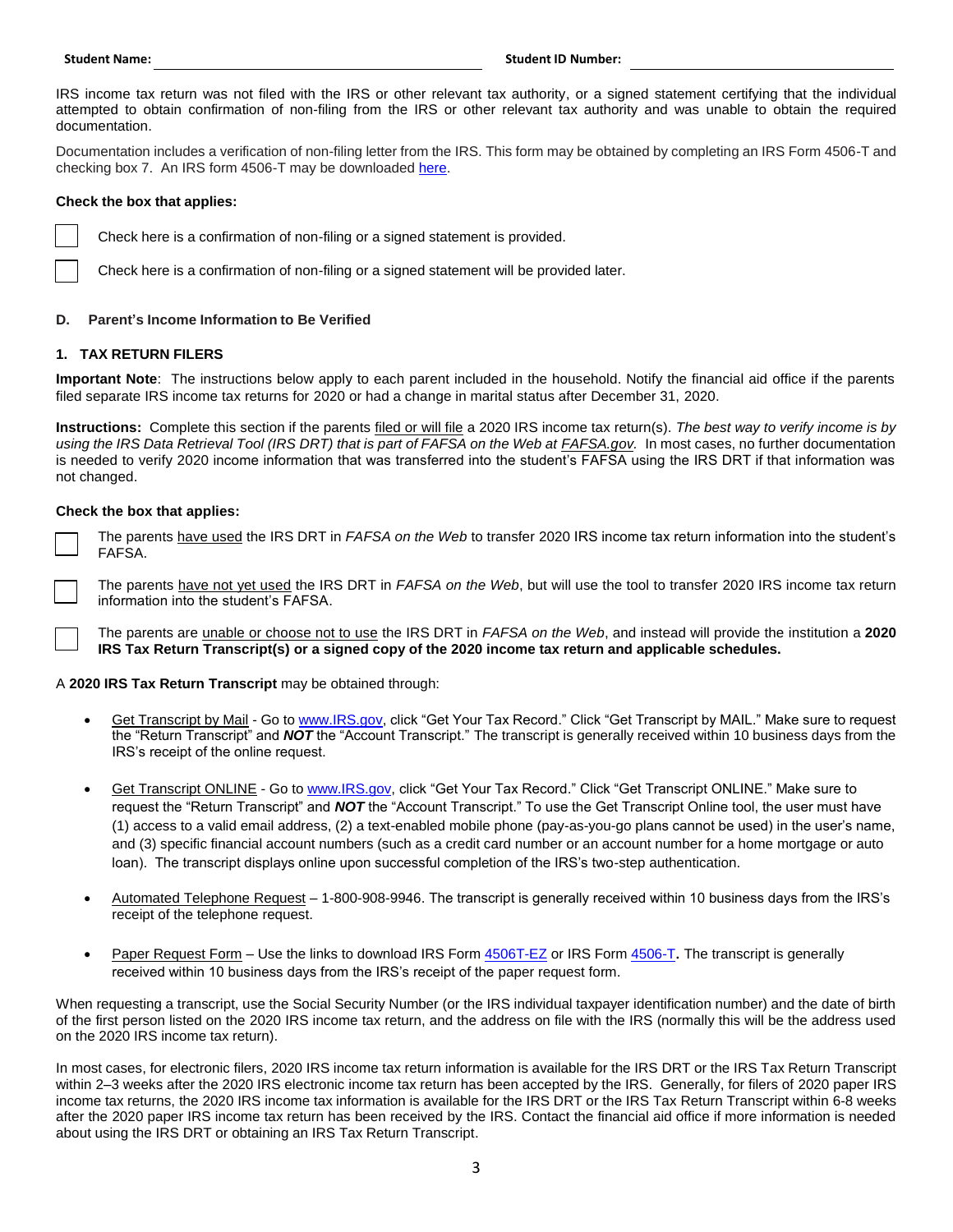Student Name: ______________________ Student ID Number: ______________________

IRS income tax return was not filed with the IRS or other relevant tax authority, or a signed statement certifying that the individual attempted to obtain confirmation of non-filing from the IRS or other relevant tax authority and was unable to obtain the required documentation.

Documentation includes a verification of non-filing letter from the IRS. This form may be obtained by completing an IRS Form 4506-T and checking box 7. An IRS form 4506-T may be downloaded here.

**Check the box that applies:**

☐ Check here is a confirmation of non-filing or a signed statement is provided.

☐ Check here is a confirmation of non-filing or a signed statement will be provided later.

### D. Parent's Income Information to Be Verified

#### 1. TAX RETURN FILERS

**Important Note**: The instructions below apply to each parent included in the household. Notify the financial aid office if the parents filed separate IRS income tax returns for 2020 or had a change in marital status after December 31, 2020.

**Instructions:** Complete this section if the parents filed or will file a 2020 IRS income tax return(s). *The best way to verify income is by using the IRS Data Retrieval Tool (IRS DRT) that is part of FAFSA on the Web at FAFSA.gov.* In most cases, no further documentation is needed to verify 2020 income information that was transferred into the student's FAFSA using the IRS DRT if that information was not changed.

**Check the box that applies:**

☐ The parents have used the IRS DRT in *FAFSA on the Web* to transfer 2020 IRS income tax return information into the student's FAFSA.

☐ The parents have not yet used the IRS DRT in *FAFSA on the Web*, but will use the tool to transfer 2020 IRS income tax return information into the student's FAFSA.

☐ The parents are unable or choose not to use the IRS DRT in *FAFSA on the Web*, and instead will provide the institution a **2020 IRS Tax Return Transcript(s) or a signed copy of the 2020 income tax return and applicable schedules.**

A **2020 IRS Tax Return Transcript** may be obtained through:

- Get Transcript by Mail - Go to www.IRS.gov, click "Get Your Tax Record." Click "Get Transcript by MAIL." Make sure to request the "Return Transcript" and ***NOT*** the "Account Transcript." The transcript is generally received within 10 business days from the IRS's receipt of the online request.
- Get Transcript ONLINE - Go to www.IRS.gov, click "Get Your Tax Record." Click "Get Transcript ONLINE." Make sure to request the "Return Transcript" and ***NOT*** the "Account Transcript." To use the Get Transcript Online tool, the user must have (1) access to a valid email address, (2) a text-enabled mobile phone (pay-as-you-go plans cannot be used) in the user's name, and (3) specific financial account numbers (such as a credit card number or an account number for a home mortgage or auto loan). The transcript displays online upon successful completion of the IRS's two-step authentication.
- Automated Telephone Request – 1-800-908-9946. The transcript is generally received within 10 business days from the IRS's receipt of the telephone request.
- Paper Request Form – Use the links to download IRS Form 4506T-EZ or IRS Form 4506-T**.** The transcript is generally received within 10 business days from the IRS's receipt of the paper request form.

When requesting a transcript, use the Social Security Number (or the IRS individual taxpayer identification number) and the date of birth of the first person listed on the 2020 IRS income tax return, and the address on file with the IRS (normally this will be the address used on the 2020 IRS income tax return).

In most cases, for electronic filers, 2020 IRS income tax return information is available for the IRS DRT or the IRS Tax Return Transcript within 2–3 weeks after the 2020 IRS electronic income tax return has been accepted by the IRS. Generally, for filers of 2020 paper IRS income tax returns, the 2020 IRS income tax information is available for the IRS DRT or the IRS Tax Return Transcript within 6-8 weeks after the 2020 paper IRS income tax return has been received by the IRS. Contact the financial aid office if more information is needed about using the IRS DRT or obtaining an IRS Tax Return Transcript.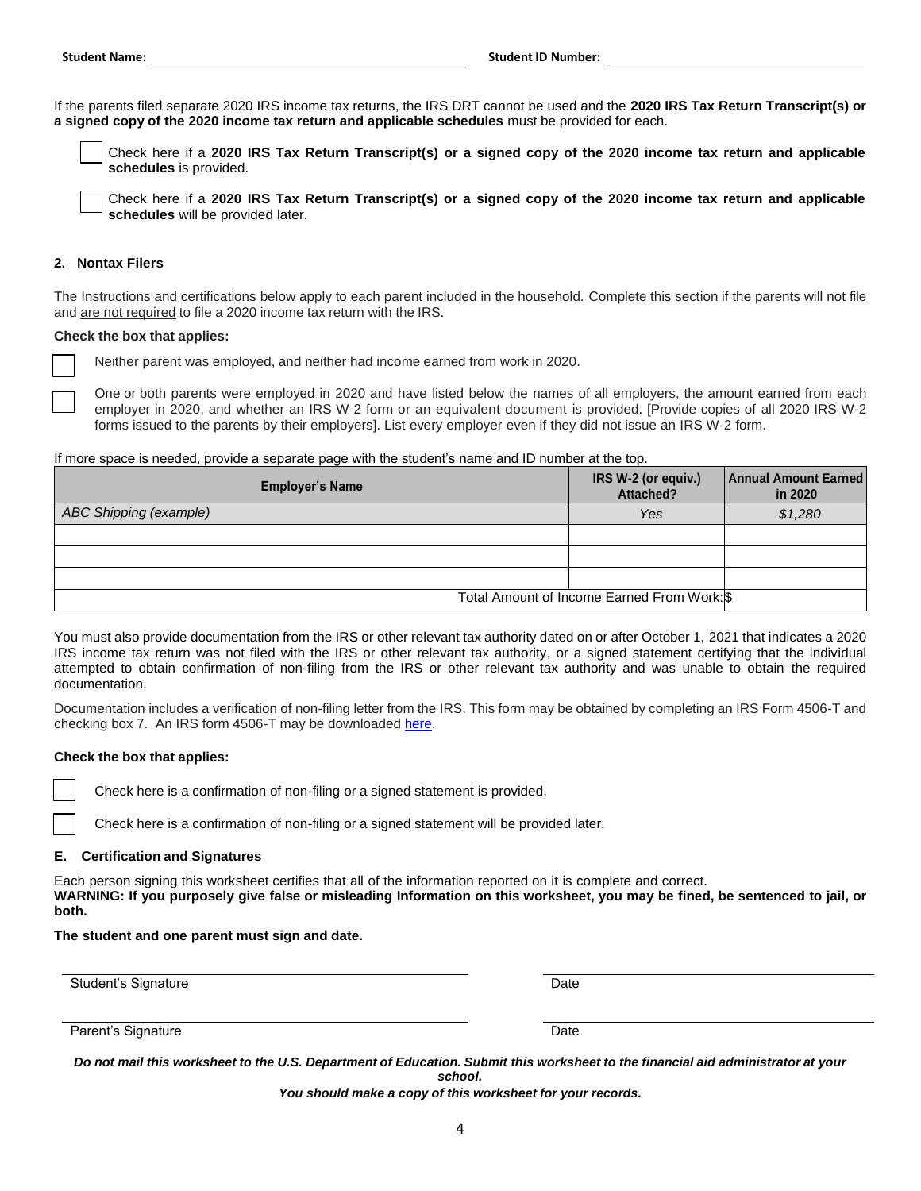Student Name: ______________________ Student ID Number: ______________________

If the parents filed separate 2020 IRS income tax returns, the IRS DRT cannot be used and the **2020 IRS Tax Return Transcript(s) or a signed copy of the 2020 income tax return and applicable schedules** must be provided for each.

☐ Check here if a **2020 IRS Tax Return Transcript(s) or a signed copy of the 2020 income tax return and applicable schedules** is provided.

☐ Check here if a **2020 IRS Tax Return Transcript(s) or a signed copy of the 2020 income tax return and applicable schedules** will be provided later.

### 2. Nontax Filers

The Instructions and certifications below apply to each parent included in the household. Complete this section if the parents will not file and are not required to file a 2020 income tax return with the IRS.

**Check the box that applies:**

☐ Neither parent was employed, and neither had income earned from work in 2020.

☐ One or both parents were employed in 2020 and have listed below the names of all employers, the amount earned from each employer in 2020, and whether an IRS W-2 form or an equivalent document is provided. [Provide copies of all 2020 IRS W-2 forms issued to the parents by their employers]. List every employer even if they did not issue an IRS W-2 form.

If more space is needed, provide a separate page with the student's name and ID number at the top.

| Employer's Name | IRS W-2 (or equiv.) Attached? | Annual Amount Earned in 2020 |
|---|---|---|
| *ABC Shipping (example)* | *Yes* | *$1,280* |
| | | |
| | | |
| | | |
| Total Amount of Income Earned From Work: | | $ |

You must also provide documentation from the IRS or other relevant tax authority dated on or after October 1, 2021 that indicates a 2020 IRS income tax return was not filed with the IRS or other relevant tax authority, or a signed statement certifying that the individual attempted to obtain confirmation of non-filing from the IRS or other relevant tax authority and was unable to obtain the required documentation.

Documentation includes a verification of non-filing letter from the IRS. This form may be obtained by completing an IRS Form 4506-T and checking box 7. An IRS form 4506-T may be downloaded here.

**Check the box that applies:**

☐ Check here is a confirmation of non-filing or a signed statement is provided.

☐ Check here is a confirmation of non-filing or a signed statement will be provided later.

### E. Certification and Signatures

Each person signing this worksheet certifies that all of the information reported on it is complete and correct.
**WARNING: If you purposely give false or misleading Information on this worksheet, you may be fined, be sentenced to jail, or both.**

**The student and one parent must sign and date.**

Student's Signature ______________________ Date ______________________

Parent's Signature ______________________ Date ______________________

***Do not mail this worksheet to the U.S. Department of Education. Submit this worksheet to the financial aid administrator at your school.***

***You should make a copy of this worksheet for your records.***